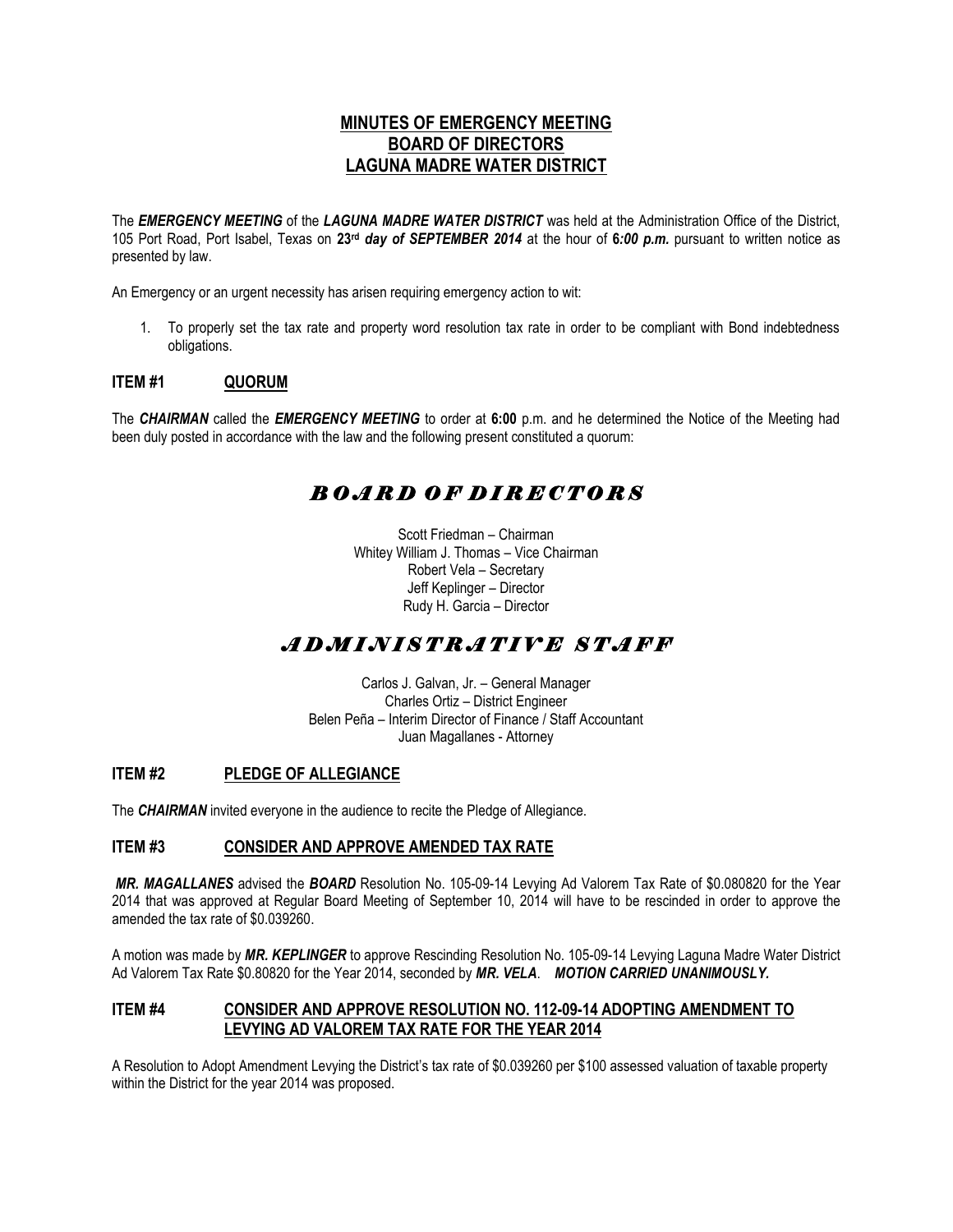# MINUTES OF EMERGENCY MEETING
# BOARD OF DIRECTORS
# LAGUNA MADRE WATER DISTRICT

The ***EMERGENCY MEETING*** of the ***LAGUNA MADRE WATER DISTRICT*** was held at the Administration Office of the District, 105 Port Road, Port Isabel, Texas on **23rd** ***day of SEPTEMBER 2014*** at the hour of **6*:00 p.m.*** pursuant to written notice as presented by law.

An Emergency or an urgent necessity has arisen requiring emergency action to wit:

1. To properly set the tax rate and property word resolution tax rate in order to be compliant with Bond indebtedness obligations.

## ITEM #1 QUORUM

The ***CHAIRMAN*** called the ***EMERGENCY MEETING*** to order at **6:00** p.m. and he determined the Notice of the Meeting had been duly posted in accordance with the law and the following present constituted a quorum:

## *BOARD OF DIRECTORS*

Scott Friedman – Chairman
Whitey William J. Thomas – Vice Chairman
Robert Vela – Secretary
Jeff Keplinger – Director
Rudy H. Garcia – Director

## *ADMINISTRATIVE STAFF*

Carlos J. Galvan, Jr. – General Manager
Charles Ortiz – District Engineer
Belen Peña – Interim Director of Finance / Staff Accountant
Juan Magallanes - Attorney

## ITEM #2 PLEDGE OF ALLEGIANCE

The ***CHAIRMAN*** invited everyone in the audience to recite the Pledge of Allegiance.

## ITEM #3 CONSIDER AND APPROVE AMENDED TAX RATE

***MR. MAGALLANES*** advised the ***BOARD*** Resolution No. 105-09-14 Levying Ad Valorem Tax Rate of $0.080820 for the Year 2014 that was approved at Regular Board Meeting of September 10, 2014 will have to be rescinded in order to approve the amended the tax rate of $0.039260.

A motion was made by ***MR. KEPLINGER*** to approve Rescinding Resolution No. 105-09-14 Levying Laguna Madre Water District Ad Valorem Tax Rate $0.80820 for the Year 2014, seconded by ***MR. VELA***. ***MOTION CARRIED UNANIMOUSLY.***

## ITEM #4 CONSIDER AND APPROVE RESOLUTION NO. 112-09-14 ADOPTING AMENDMENT TO LEVYING AD VALOREM TAX RATE FOR THE YEAR 2014

A Resolution to Adopt Amendment Levying the District's tax rate of $0.039260 per $100 assessed valuation of taxable property within the District for the year 2014 was proposed.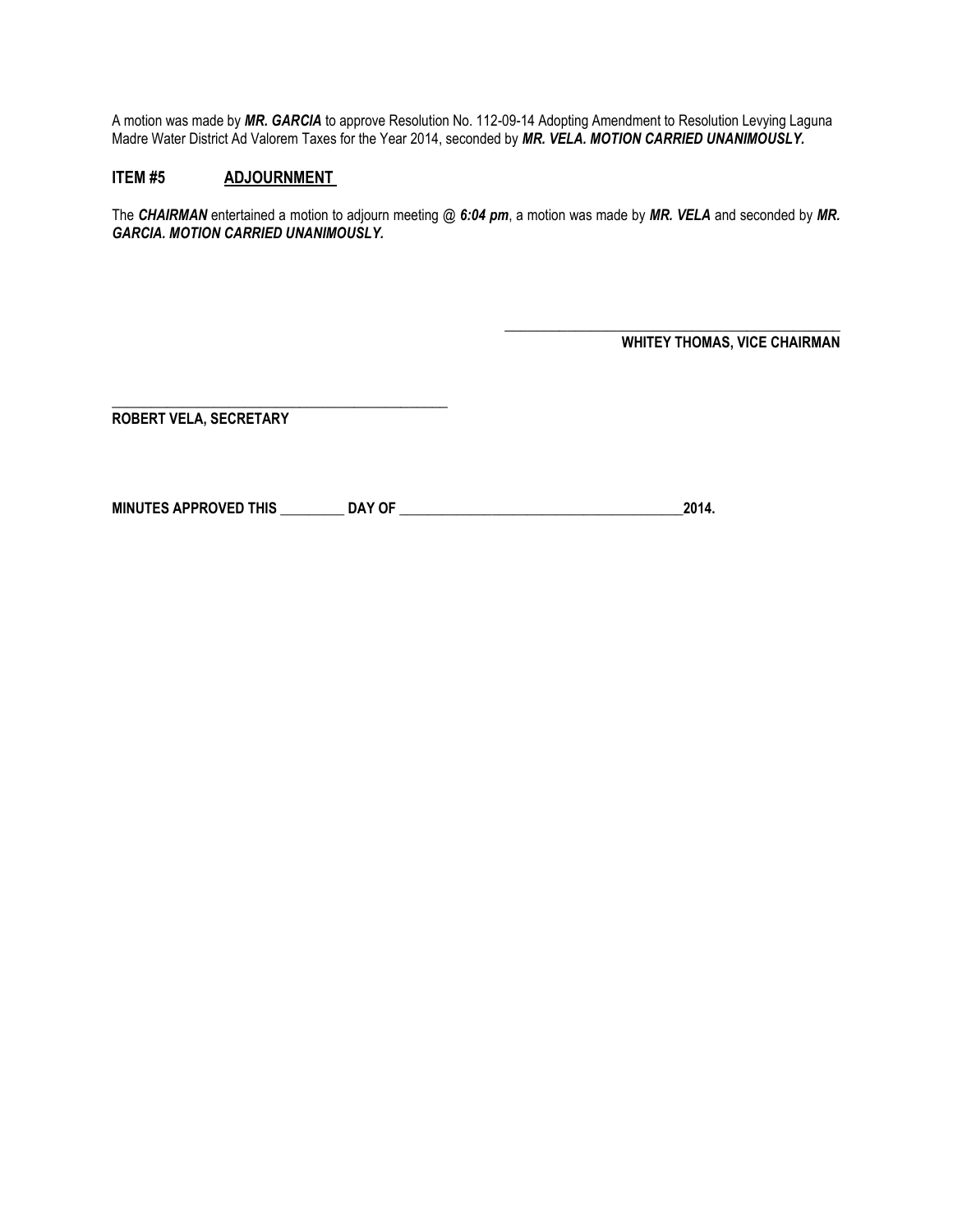A motion was made by ***MR. GARCIA*** to approve Resolution No. 112-09-14 Adopting Amendment to Resolution Levying Laguna Madre Water District Ad Valorem Taxes for the Year 2014, seconded by ***MR. VELA. MOTION CARRIED UNANIMOUSLY.***

### ITEM #5 ADJOURNMENT

The ***CHAIRMAN*** entertained a motion to adjourn meeting @ ***6:04 pm***, a motion was made by ***MR. VELA*** and seconded by ***MR. GARCIA. MOTION CARRIED UNANIMOUSLY.***

\_\_\_\_\_\_\_\_\_\_\_\_\_\_\_\_\_\_\_\_\_\_\_\_\_\_\_\_\_\_\_\_\_\_\_\_\_\_\_\_\_\_\_\_\_\_

**WHITEY THOMAS, VICE CHAIRMAN**

\_\_\_\_\_\_\_\_\_\_\_\_\_\_\_\_\_\_\_\_\_\_\_\_\_\_\_\_\_\_\_\_\_\_\_\_\_\_\_\_\_\_\_\_\_\_

**ROBERT VELA, SECRETARY**

**MINUTES APPROVED THIS \_\_\_\_\_\_\_\_\_ DAY OF \_\_\_\_\_\_\_\_\_\_\_\_\_\_\_\_\_\_\_\_\_\_\_\_\_\_\_\_\_\_\_\_\_\_\_\_\_\_\_\_2014.**